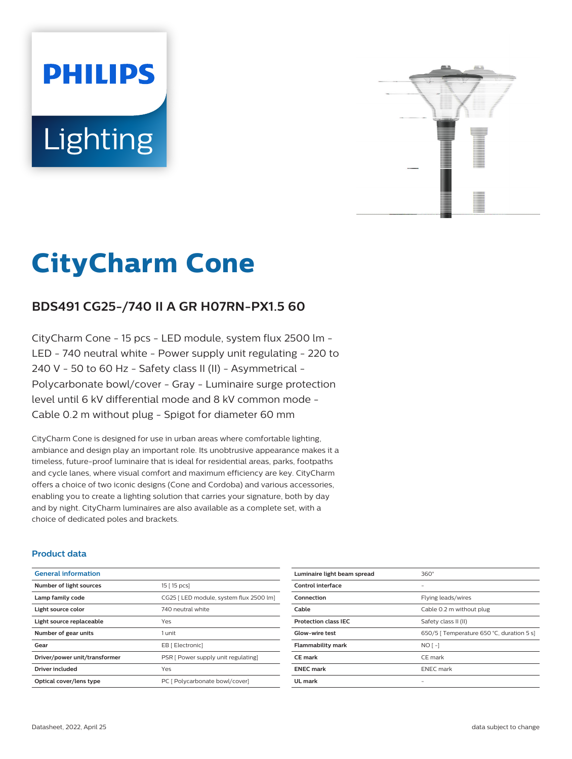PHILIPS

Lighting

# CityCharm Cone

## BDS491 CG25-/740 II A GR H07RN-PX1.5 60

CityCharm Cone - 15 pcs - LED module, system flux 2500 lm - LED - 740 neutral white - Power supply unit regulating - 220 to 240 V - 50 to 60 Hz - Safety class II (II) - Asymmetrical - Polycarbonate bowl/cover - Gray - Luminaire surge protection level until 6 kV differential mode and 8 kV common mode - Cable 0.2 m without plug - Spigot for diameter 60 mm

CityCharm Cone is designed for use in urban areas where comfortable lighting, ambiance and design play an important role. Its unobtrusive appearance makes it a timeless, future-proof luminaire that is ideal for residential areas, parks, footpaths and cycle lanes, where visual comfort and maximum efficiency are key. CityCharm offers a choice of two iconic designs (Cone and Cordoba) and various accessories, enabling you to create a lighting solution that carries your signature, both by day and by night. CityCharm luminaires are also available as a complete set, with a choice of dedicated poles and brackets.

### Product data

| General information | |
|---|---|
| Number of light sources | 15 [ 15 pcs] |
| Lamp family code | CG25 [ LED module, system flux 2500 lm] |
| Light source color | 740 neutral white |
| Light source replaceable | Yes |
| Number of gear units | 1 unit |
| Gear | EB [ Electronic] |
| Driver/power unit/transformer | PSR [ Power supply unit regulating] |
| Driver included | Yes |
| Optical cover/lens type | PC [ Polycarbonate bowl/cover] |

| | |
|---|---|
| Luminaire light beam spread | 360° |
| Control interface | - |
| Connection | Flying leads/wires |
| Cable | Cable 0.2 m without plug |
| Protection class IEC | Safety class II (II) |
| Glow-wire test | 650/5 [ Temperature 650 °C, duration 5 s] |
| Flammability mark | NO [ -] |
| CE mark | CE mark |
| ENEC mark | ENEC mark |
| UL mark | - |

Datasheet, 2022, April 25 data subject to change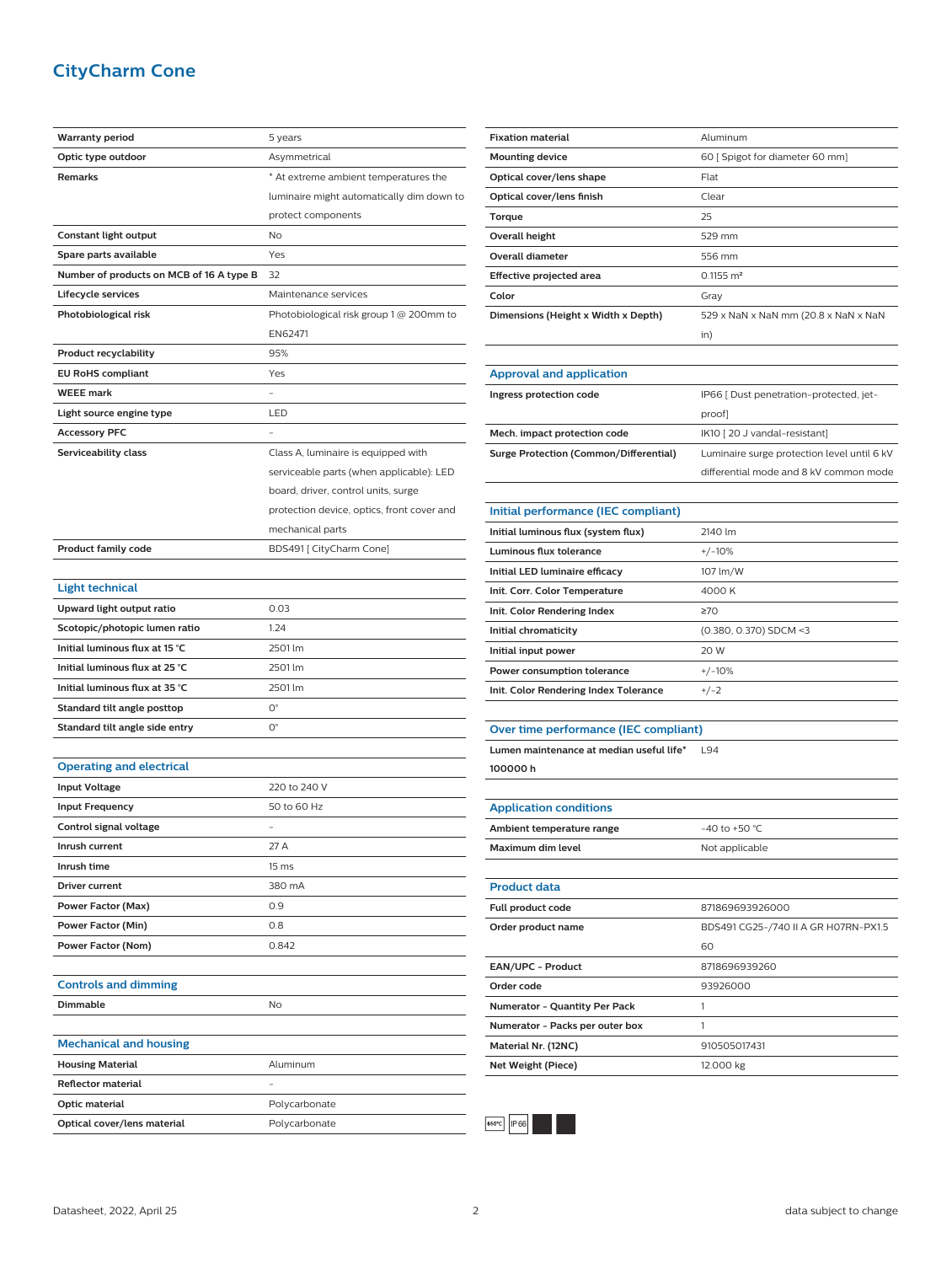# CityCharm Cone

| | |
|---|---|
| **Warranty period** | 5 years |
| **Optic type outdoor** | Asymmetrical |
| **Remarks** | * At extreme ambient temperatures the luminaire might automatically dim down to protect components |
| **Constant light output** | No |
| **Spare parts available** | Yes |
| **Number of products on MCB of 16 A type B** | 32 |
| **Lifecycle services** | Maintenance services |
| **Photobiological risk** | Photobiological risk group 1 @ 200mm to EN62471 |
| **Product recyclability** | 95% |
| **EU RoHS compliant** | Yes |
| **WEEE mark** | - |
| **Light source engine type** | LED |
| **Accessory PFC** | - |
| **Serviceability class** | Class A, luminaire is equipped with serviceable parts (when applicable): LED board, driver, control units, surge protection device, optics, front cover and mechanical parts |
| **Product family code** | BDS491 [ CityCharm Cone] |

## Light technical

| | |
|---|---|
| **Upward light output ratio** | 0.03 |
| **Scotopic/photopic lumen ratio** | 1.24 |
| **Initial luminous flux at 15 °C** | 2501 lm |
| **Initial luminous flux at 25 °C** | 2501 lm |
| **Initial luminous flux at 35 °C** | 2501 lm |
| **Standard tilt angle posttop** | 0° |
| **Standard tilt angle side entry** | 0° |

## Operating and electrical

| | |
|---|---|
| **Input Voltage** | 220 to 240 V |
| **Input Frequency** | 50 to 60 Hz |
| **Control signal voltage** | - |
| **Inrush current** | 27 A |
| **Inrush time** | 15 ms |
| **Driver current** | 380 mA |
| **Power Factor (Max)** | 0.9 |
| **Power Factor (Min)** | 0.8 |
| **Power Factor (Nom)** | 0.842 |

## Controls and dimming

| | |
|---|---|
| **Dimmable** | No |

## Mechanical and housing

| | |
|---|---|
| **Housing Material** | Aluminum |
| **Reflector material** | - |
| **Optic material** | Polycarbonate |
| **Optical cover/lens material** | Polycarbonate |
| **Fixation material** | Aluminum |
| **Mounting device** | 60 [ Spigot for diameter 60 mm] |
| **Optical cover/lens shape** | Flat |
| **Optical cover/lens finish** | Clear |
| **Torque** | 25 |
| **Overall height** | 529 mm |
| **Overall diameter** | 556 mm |
| **Effective projected area** | 0.1155 m² |
| **Color** | Gray |
| **Dimensions (Height x Width x Depth)** | 529 x NaN x NaN mm (20.8 x NaN x NaN in) |

## Approval and application

| | |
|---|---|
| **Ingress protection code** | IP66 [ Dust penetration-protected, jet-proof] |
| **Mech. impact protection code** | IK10 [ 20 J vandal-resistant] |
| **Surge Protection (Common/Differential)** | Luminaire surge protection level until 6 kV differential mode and 8 kV common mode |

## Initial performance (IEC compliant)

| | |
|---|---|
| **Initial luminous flux (system flux)** | 2140 lm |
| **Luminous flux tolerance** | +/-10% |
| **Initial LED luminaire efficacy** | 107 lm/W |
| **Init. Corr. Color Temperature** | 4000 K |
| **Init. Color Rendering Index** | ≥70 |
| **Initial chromaticity** | (0.380, 0.370) SDCM <3 |
| **Initial input power** | 20 W |
| **Power consumption tolerance** | +/-10% |
| **Init. Color Rendering Index Tolerance** | +/-2 |

## Over time performance (IEC compliant)

| | |
|---|---|
| **Lumen maintenance at median useful life* 100000 h** | L94 |

## Application conditions

| | |
|---|---|
| **Ambient temperature range** | -40 to +50 °C |
| **Maximum dim level** | Not applicable |

## Product data

| | |
|---|---|
| **Full product code** | 871869693926000 |
| **Order product name** | BDS491 CG25-/740 II A GR H07RN-PX1.5 60 |
| **EAN/UPC - Product** | 8718696939260 |
| **Order code** | 93926000 |
| **Numerator - Quantity Per Pack** | 1 |
| **Numerator - Packs per outer box** | 1 |
| **Material Nr. (12NC)** | 910505017431 |
| **Net Weight (Piece)** | 12.000 kg |

Datasheet, 2022, April 25 | data subject to change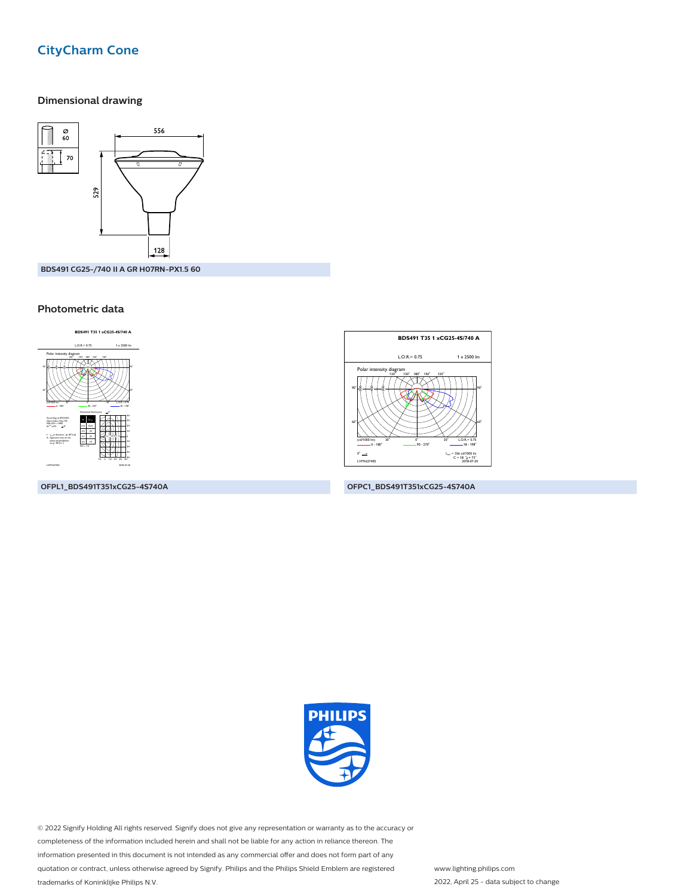## CityCharm Cone

### Dimensional drawing

Ø
60

70

556

529

128

BDS491 CG25-/740 II A GR H07RN-PX1.5 60

### Photometric data

BDS491 T35 1 xCG25-4S/740 A

L.O.R.= 0.75

1 x 2500 lm

Polar intensity diagram

(cd/1000 lm)

0 - 180°

90 - 270°

18 - 198°

LVM1627400

2018-07-20

OFPL1_BDS491T351xCG25-4S740A

BDS491 T35 1 xCG25-4S/740 A

L.O.R.= 0.75

1 x 2500 lm

Polar intensity diagram

120° 150° 180° 150° 120°

90°

60°

(cd/1000 lm) 30° 0° 30° L.O.R.= 0.75

0 - 180°

90 - 270°

18 - 198°

$I_{max}$ = 336 cd/1000 lm

C = 18 °γ = 73°

LVM1627400

2018-07-20

OFPC1_BDS491T351xCG25-4S740A

© 2022 Signify Holding All rights reserved. Signify does not give any representation or warranty as to the accuracy or completeness of the information included herein and shall not be liable for any action in reliance thereon. The information presented in this document is not intended as any commercial offer and does not form part of any quotation or contract, unless otherwise agreed by Signify. Philips and the Philips Shield Emblem are registered trademarks of Koninklijke Philips N.V.

www.lighting.philips.com

2022, April 25 - data subject to change